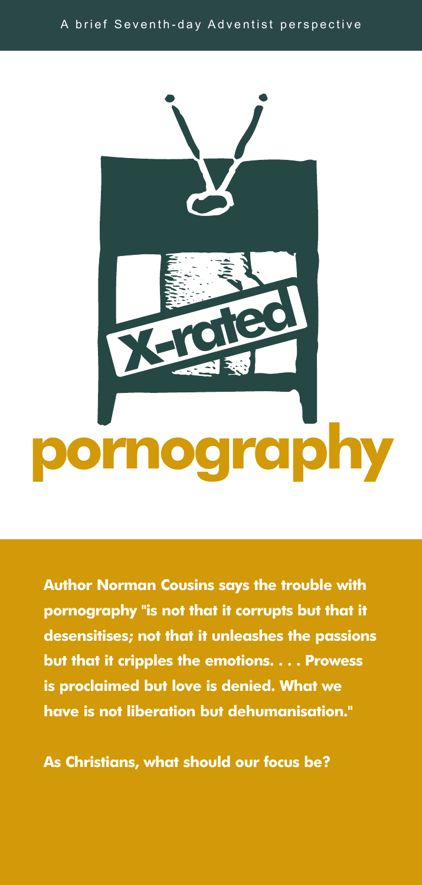A brief Seventh-day Adventist perspective

X-rated

# pornography

**Author Norman Cousins says the trouble with pornography "is not that it corrupts but that it desensitises; not that it unleashes the passions but that it cripples the emotions. . . . Prowess is proclaimed but love is denied. What we have is not liberation but dehumanisation."**

**As Christians, what should our focus be?**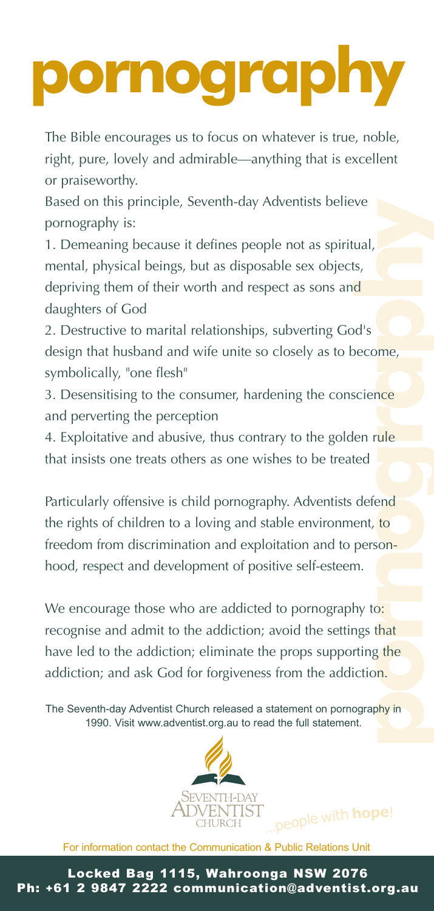# pornography

The Bible encourages us to focus on whatever is true, noble, right, pure, lovely and admirable—anything that is excellent or praiseworthy.

Based on this principle, Seventh-day Adventists believe pornography is:

1. Demeaning because it defines people not as spiritual, mental, physical beings, but as disposable sex objects, depriving them of their worth and respect as sons and daughters of God
2. Destructive to marital relationships, subverting God's design that husband and wife unite so closely as to become, symbolically, "one flesh"
3. Desensitising to the consumer, hardening the conscience and perverting the perception
4. Exploitative and abusive, thus contrary to the golden rule that insists one treats others as one wishes to be treated

Particularly offensive is child pornography. Adventists defend the rights of children to a loving and stable environment, to freedom from discrimination and exploitation and to personhood, respect and development of positive self-esteem.

We encourage those who are addicted to pornography to: recognise and admit to the addiction; avoid the settings that have led to the addiction; eliminate the props supporting the addiction; and ask God for forgiveness from the addiction.

The Seventh-day Adventist Church released a statement on pornography in 1990. Visit www.adventist.org.au to read the full statement.

Seventh-day Adventist Church

...people with **hope**!

For information contact the Communication & Public Relations Unit

**Locked Bag 1115, Wahroonga NSW 2076**
**Ph: +61 2 9847 2222 communication@adventist.org.au**